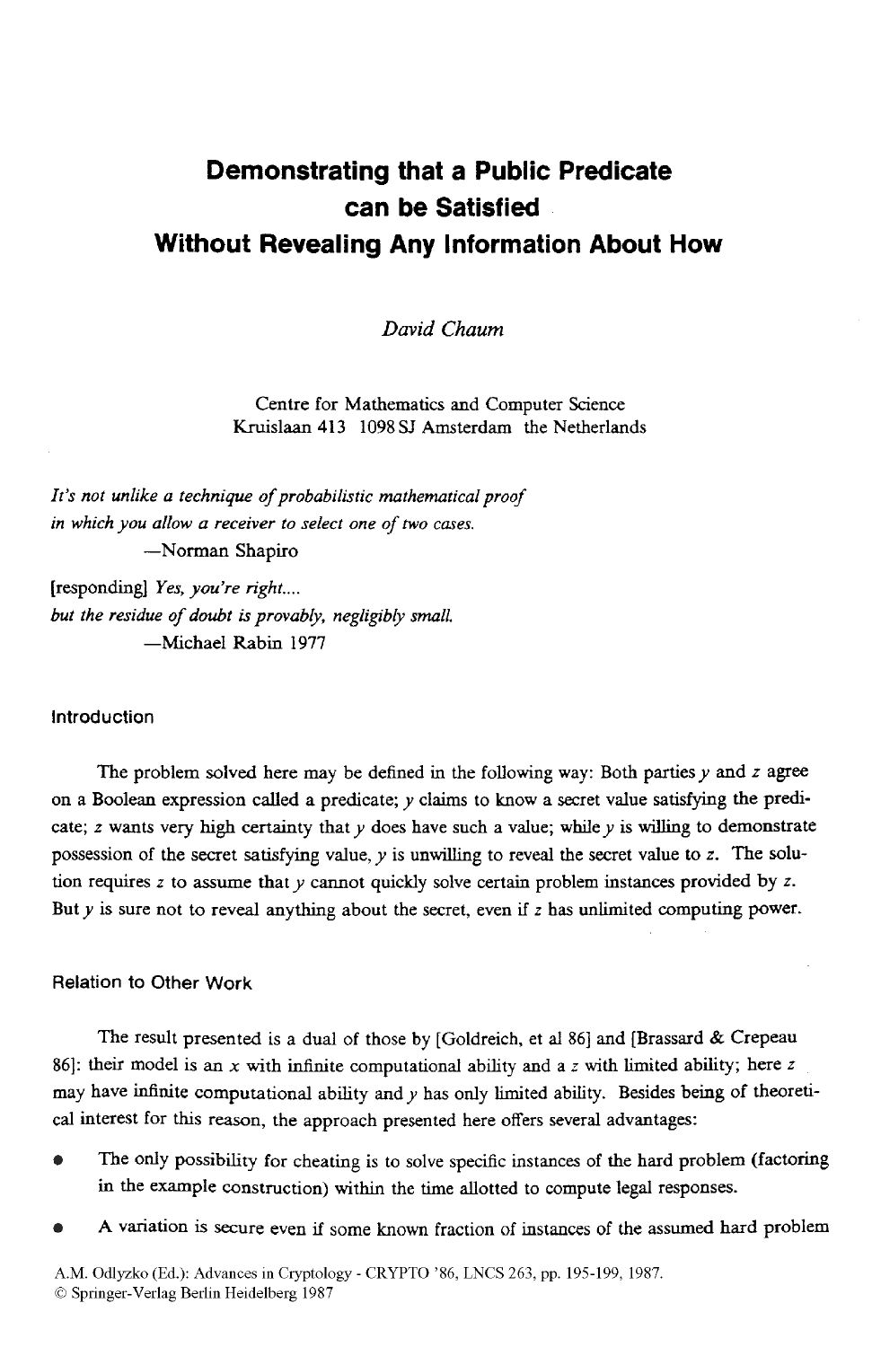# Demonstrating that a Public Predicate can be Satisfied Without Revealing Any Information About How

*David Chaum*

Centre for Mathematics and Computer Science
Kruislaan 413 1098 SJ Amsterdam the Netherlands

*It's not unlike a technique of probabilistic mathematical proof in which you allow a receiver to select one of two cases.*
—Norman Shapiro

[responding] *Yes, you're right.... but the residue of doubt is provably, negligibly small.*
—Michael Rabin 1977

## Introduction

The problem solved here may be defined in the following way: Both parties $y$ and $z$ agree on a Boolean expression called a predicate; $y$ claims to know a secret value satisfying the predicate; $z$ wants very high certainty that $y$ does have such a value; while $y$ is willing to demonstrate possession of the secret satisfying value, $y$ is unwilling to reveal the secret value to $z$. The solution requires $z$ to assume that $y$ cannot quickly solve certain problem instances provided by $z$. But $y$ is sure not to reveal anything about the secret, even if $z$ has unlimited computing power.

## Relation to Other Work

The result presented is a dual of those by [Goldreich, et al 86] and [Brassard & Crepeau 86]: their model is an $x$ with infinite computational ability and a $z$ with limited ability; here $z$ may have infinite computational ability and $y$ has only limited ability. Besides being of theoretical interest for this reason, the approach presented here offers several advantages:

- The only possibility for cheating is to solve specific instances of the hard problem (factoring in the example construction) within the time allotted to compute legal responses.
- A variation is secure even if some known fraction of instances of the assumed hard problem

A.M. Odlyzko (Ed.): Advances in Cryptology - CRYPTO '86, LNCS 263, pp. 195-199, 1987.
© Springer-Verlag Berlin Heidelberg 1987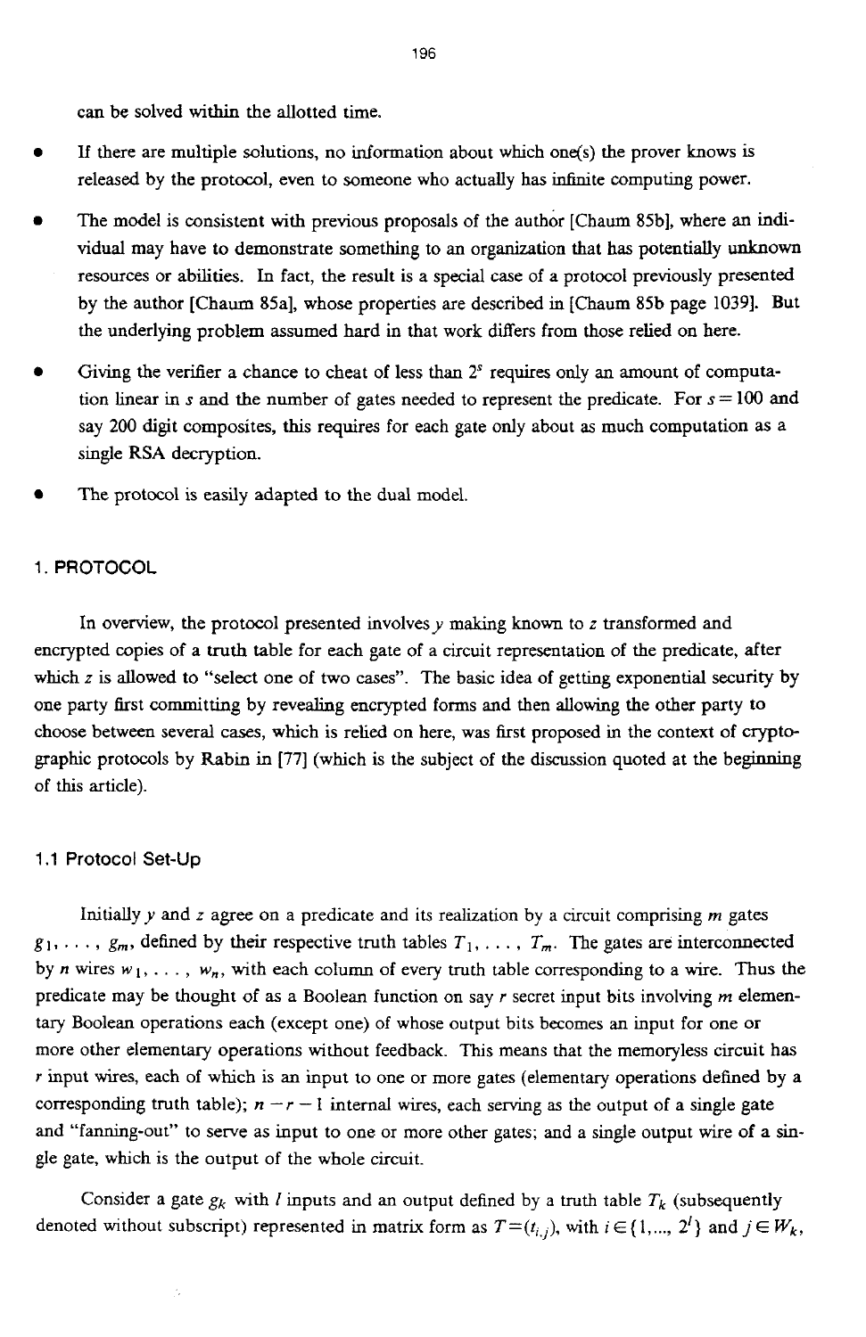can be solved within the allotted time.

- If there are multiple solutions, no information about which one(s) the prover knows is released by the protocol, even to someone who actually has infinite computing power.
- The model is consistent with previous proposals of the author [Chaum 85b], where an individual may have to demonstrate something to an organization that has potentially unknown resources or abilities. In fact, the result is a special case of a protocol previously presented by the author [Chaum 85a], whose properties are described in [Chaum 85b page 1039]. But the underlying problem assumed hard in that work differs from those relied on here.
- Giving the verifier a chance to cheat of less than $2^s$ requires only an amount of computation linear in $s$ and the number of gates needed to represent the predicate. For $s = 100$ and say 200 digit composites, this requires for each gate only about as much computation as a single RSA decryption.
- The protocol is easily adapted to the dual model.

## 1. PROTOCOL

In overview, the protocol presented involves $y$ making known to $z$ transformed and encrypted copies of a truth table for each gate of a circuit representation of the predicate, after which $z$ is allowed to "select one of two cases". The basic idea of getting exponential security by one party first committing by revealing encrypted forms and then allowing the other party to choose between several cases, which is relied on here, was first proposed in the context of cryptographic protocols by Rabin in [77] (which is the subject of the discussion quoted at the beginning of this article).

### 1.1 Protocol Set-Up

Initially $y$ and $z$ agree on a predicate and its realization by a circuit comprising $m$ gates $g_1, \ldots, g_m$, defined by their respective truth tables $T_1, \ldots, T_m$. The gates are interconnected by $n$ wires $w_1, \ldots, w_n$, with each column of every truth table corresponding to a wire. Thus the predicate may be thought of as a Boolean function on say $r$ secret input bits involving $m$ elementary Boolean operations each (except one) of whose output bits becomes an input for one or more other elementary operations without feedback. This means that the memoryless circuit has $r$ input wires, each of which is an input to one or more gates (elementary operations defined by a corresponding truth table); $n - r - 1$ internal wires, each serving as the output of a single gate and "fanning-out" to serve as input to one or more other gates; and a single output wire of a single gate, which is the output of the whole circuit.

Consider a gate $g_k$ with $l$ inputs and an output defined by a truth table $T_k$ (subsequently denoted without subscript) represented in matrix form as $T = (t_{i,j})$, with $i \in \{1, \ldots, 2^l\}$ and $j \in W_k$,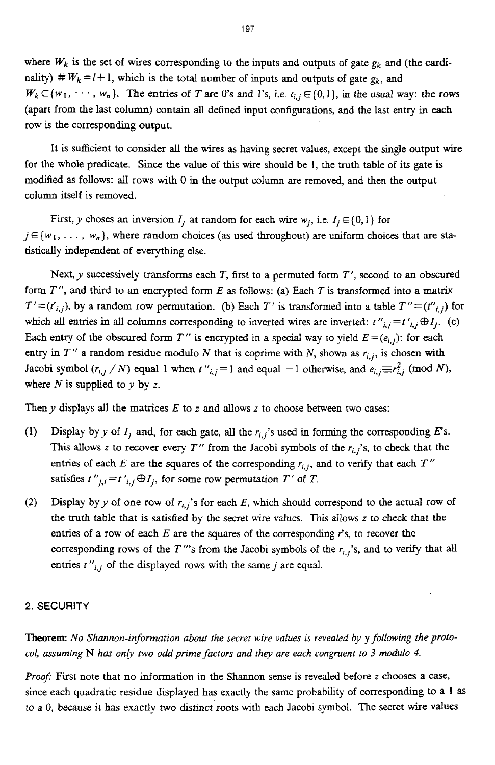where $W_k$ is the set of wires corresponding to the inputs and outputs of gate $g_k$ and (the cardinality) $\# W_k = l+1$, which is the total number of inputs and outputs of gate $g_k$, and $W_k \subset \{w_1, \cdots, w_n\}$. The entries of $T$ are 0's and 1's, i.e. $t_{i,j} \in \{0,1\}$, in the usual way: the rows (apart from the last column) contain all defined input configurations, and the last entry in each row is the corresponding output.

It is sufficient to consider all the wires as having secret values, except the single output wire for the whole predicate. Since the value of this wire should be 1, the truth table of its gate is modified as follows: all rows with 0 in the output column are removed, and then the output column itself is removed.

First, $y$ choses an inversion $I_j$ at random for each wire $w_j$, i.e. $I_j \in \{0,1\}$ for $j \in \{w_1, \ldots, w_n\}$, where random choices (as used throughout) are uniform choices that are statistically independent of everything else.

Next, $y$ successively transforms each $T$, first to a permuted form $T'$, second to an obscured form $T''$, and third to an encrypted form $E$ as follows: (a) Each $T$ is transformed into a matrix $T' = (t'_{i,j})$, by a random row permutation. (b) Each $T'$ is transformed into a table $T'' = (t''_{i,j})$ for which all entries in all columns corresponding to inverted wires are inverted: $t''_{i,j} = t'_{i,j} \oplus I_j$. (c) Each entry of the obscured form $T''$ is encrypted in a special way to yield $E = (e_{i,j})$: for each entry in $T''$ a random residue modulo $N$ that is coprime with $N$, shown as $r_{i,j}$, is chosen with Jacobi symbol $(r_{i,j} / N)$ equal 1 when $t''_{i,j} = 1$ and equal $-1$ otherwise, and $e_{i,j} \equiv r_{i,j}^2 \pmod N$, where $N$ is supplied to $y$ by $z$.

Then $y$ displays all the matrices $E$ to $z$ and allows $z$ to choose between two cases:

(1) Display by $y$ of $I_j$ and, for each gate, all the $r_{i,j}$'s used in forming the corresponding $E$'s. This allows $z$ to recover every $T''$ from the Jacobi symbols of the $r_{i,j}$'s, to check that the entries of each $E$ are the squares of the corresponding $r_{i,j}$, and to verify that each $T''$ satisfies $t''_{j,i} = t'_{i,j} \oplus I_j$, for some row permutation $T'$ of $T$.

(2) Display by $y$ of one row of $r_{i,j}$'s for each $E$, which should correspond to the actual row of the truth table that is satisfied by the secret wire values. This allows $z$ to check that the entries of a row of each $E$ are the squares of the corresponding $r$'s, to recover the corresponding rows of the $T''$'s from the Jacobi symbols of the $r_{i,j}$'s, and to verify that all entries $t''_{i,j}$ of the displayed rows with the same $j$ are equal.

## 2. SECURITY

**Theorem:** *No Shannon-information about the secret wire values is revealed by* y *following the protocol, assuming* N *has only two odd prime factors and they are each congruent to 3 modulo 4.*

*Proof:* First note that no information in the Shannon sense is revealed before $z$ chooses a case, since each quadratic residue displayed has exactly the same probability of corresponding to a 1 as to a 0, because it has exactly two distinct roots with each Jacobi symbol. The secret wire values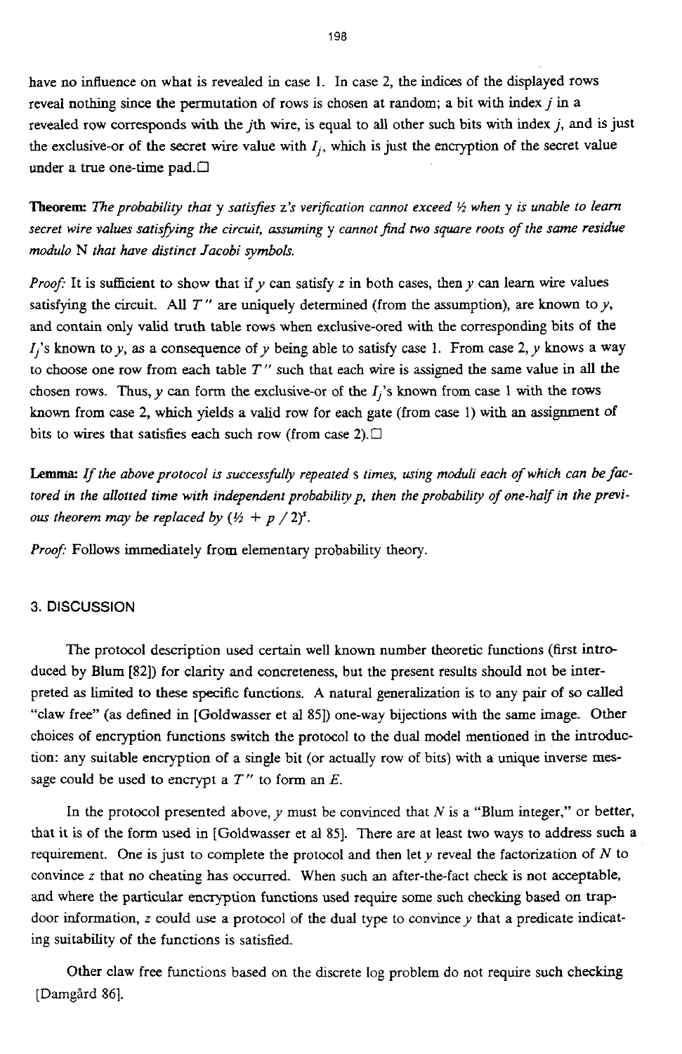have no influence on what is revealed in case 1. In case 2, the indices of the displayed rows reveal nothing since the permutation of rows is chosen at random; a bit with index $j$ in a revealed row corresponds with the $j$th wire, is equal to all other such bits with index $j$, and is just the exclusive-or of the secret wire value with $I_j$, which is just the encryption of the secret value under a true one-time pad.□

**Theorem:** *The probability that* y *satisfies* z*'s verification cannot exceed ½ when* y *is unable to learn secret wire values satisfying the circuit, assuming* y *cannot find two square roots of the same residue modulo* N *that have distinct Jacobi symbols.*

*Proof:* It is sufficient to show that if $y$ can satisfy $z$ in both cases, then $y$ can learn wire values satisfying the circuit. All $T''$ are uniquely determined (from the assumption), are known to $y$, and contain only valid truth table rows when exclusive-ored with the corresponding bits of the $I_j$'s known to $y$, as a consequence of $y$ being able to satisfy case 1. From case 2, $y$ knows a way to choose one row from each table $T''$ such that each wire is assigned the same value in all the chosen rows. Thus, $y$ can form the exclusive-or of the $I_j$'s known from case 1 with the rows known from case 2, which yields a valid row for each gate (from case 1) with an assignment of bits to wires that satisfies each such row (from case 2).□

**Lemma:** *If the above protocol is successfully repeated* s *times, using moduli each of which can be factored in the allotted time with independent probability* p*, then the probability of one-half in the previous theorem may be replaced by* $(\frac{1}{2} + p/2)^s$.

*Proof:* Follows immediately from elementary probability theory.

## 3. DISCUSSION

The protocol description used certain well known number theoretic functions (first introduced by Blum [82]) for clarity and concreteness, but the present results should not be interpreted as limited to these specific functions. A natural generalization is to any pair of so called "claw free" (as defined in [Goldwasser et al 85]) one-way bijections with the same image. Other choices of encryption functions switch the protocol to the dual model mentioned in the introduction: any suitable encryption of a single bit (or actually row of bits) with a unique inverse message could be used to encrypt a $T''$ to form an $E$.

In the protocol presented above, $y$ must be convinced that $N$ is a "Blum integer," or better, that it is of the form used in [Goldwasser et al 85]. There are at least two ways to address such a requirement. One is just to complete the protocol and then let $y$ reveal the factorization of $N$ to convince $z$ that no cheating has occurred. When such an after-the-fact check is not acceptable, and where the particular encryption functions used require some such checking based on trapdoor information, $z$ could use a protocol of the dual type to convince $y$ that a predicate indicating suitability of the functions is satisfied.

Other claw free functions based on the discrete log problem do not require such checking [Damgård 86].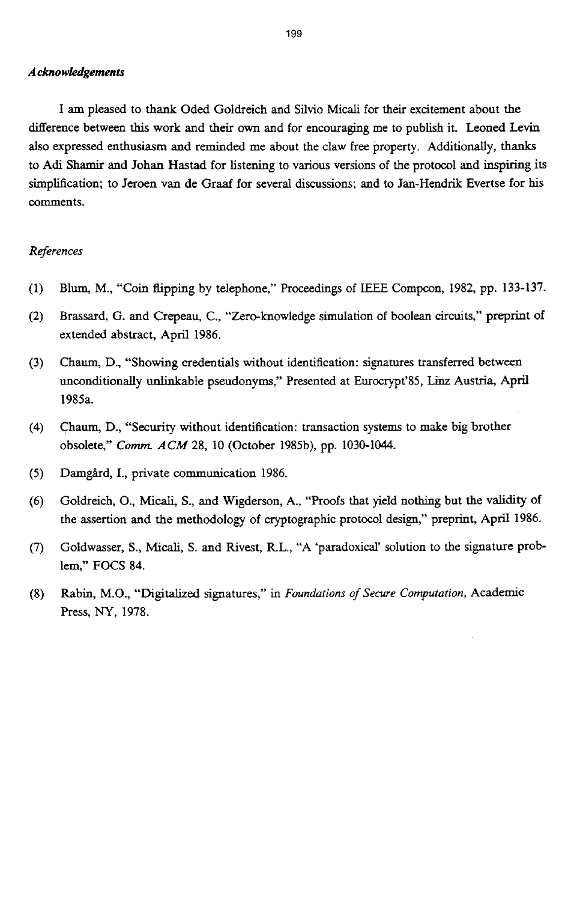### *Acknowledgements*

I am pleased to thank Oded Goldreich and Silvio Micali for their excitement about the difference between this work and their own and for encouraging me to publish it. Leoned Levin also expressed enthusiasm and reminded me about the claw free property. Additionally, thanks to Adi Shamir and Johan Hastad for listening to various versions of the protocol and inspiring its simplification; to Jeroen van de Graaf for several discussions; and to Jan-Hendrik Evertse for his comments.

### *References*

(1) Blum, M., "Coin flipping by telephone," Proceedings of IEEE Compcon, 1982, pp. 133-137.

(2) Brassard, G. and Crepeau, C., "Zero-knowledge simulation of boolean circuits," preprint of extended abstract, April 1986.

(3) Chaum, D., "Showing credentials without identification: signatures transferred between unconditionally unlinkable pseudonyms," Presented at Eurocrypt'85, Linz Austria, April 1985a.

(4) Chaum, D., "Security without identification: transaction systems to make big brother obsolete," *Comm. ACM* 28, 10 (October 1985b), pp. 1030-1044.

(5) Damgård, I., private communication 1986.

(6) Goldreich, O., Micali, S., and Wigderson, A., "Proofs that yield nothing but the validity of the assertion and the methodology of cryptographic protocol design," preprint, April 1986.

(7) Goldwasser, S., Micali, S. and Rivest, R.L., "A 'paradoxical' solution to the signature problem," FOCS 84.

(8) Rabin, M.O., "Digitalized signatures," in *Foundations of Secure Computation*, Academic Press, NY, 1978.